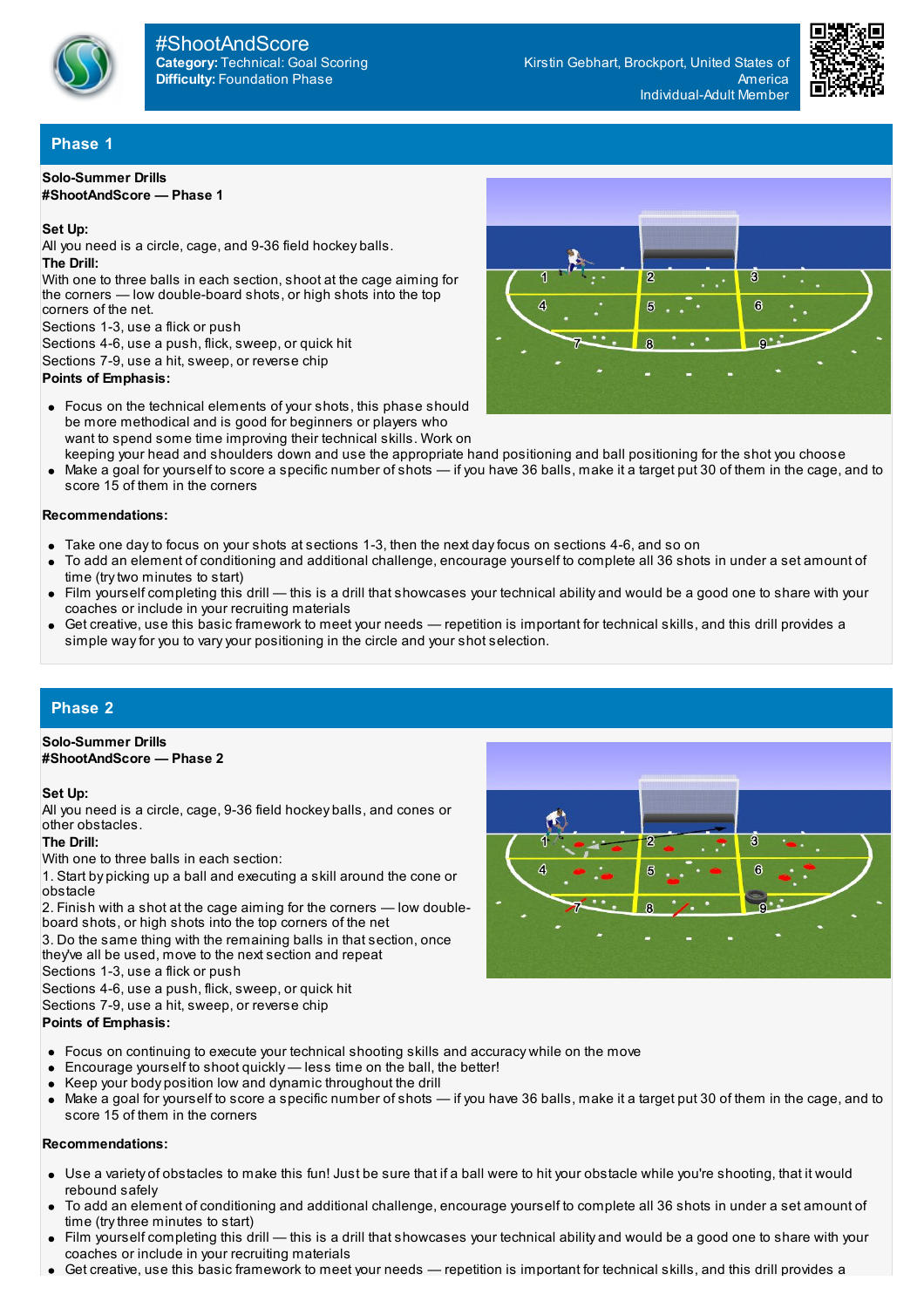# #ShootAndScore

**Category:** Technical: Goal Scoring
**Difficulty:** Foundation Phase

Kirstin Gebhart, Brockport, United States of America
Individual-Adult Member

## Phase 1

**Solo-Summer Drills**
**#ShootAndScore — Phase 1**

**Set Up:**
All you need is a circle, cage, and 9-36 field hockey balls.
**The Drill:**
With one to three balls in each section, shoot at the cage aiming for the corners — low double-board shots, or high shots into the top corners of the net.
Sections 1-3, use a flick or push
Sections 4-6, use a push, flick, sweep, or quick hit
Sections 7-9, use a hit, sweep, or reverse chip
**Points of Emphasis:**

- Focus on the technical elements of your shots, this phase should be more methodical and is good for beginners or players who want to spend some time improving their technical skills. Work on keeping your head and shoulders down and use the appropriate hand positioning and ball positioning for the shot you choose
- Make a goal for yourself to score a specific number of shots — if you have 36 balls, make it a target put 30 of them in the cage, and to score 15 of them in the corners

**Recommendations:**

- Take one day to focus on your shots at sections 1-3, then the next day focus on sections 4-6, and so on
- To add an element of conditioning and additional challenge, encourage yourself to complete all 36 shots in under a set amount of time (try two minutes to start)
- Film yourself completing this drill — this is a drill that showcases your technical ability and would be a good one to share with your coaches or include in your recruiting materials
- Get creative, use this basic framework to meet your needs — repetition is important for technical skills, and this drill provides a simple way for you to vary your positioning in the circle and your shot selection.

## Phase 2

**Solo-Summer Drills**
**#ShootAndScore — Phase 2**

**Set Up:**
All you need is a circle, cage, 9-36 field hockey balls, and cones or other obstacles.
**The Drill:**
With one to three balls in each section:
1. Start by picking up a ball and executing a skill around the cone or obstacle
2. Finish with a shot at the cage aiming for the corners — low double-board shots, or high shots into the top corners of the net
3. Do the same thing with the remaining balls in that section, once they've all be used, move to the next section and repeat

Sections 1-3, use a flick or push
Sections 4-6, use a push, flick, sweep, or quick hit
Sections 7-9, use a hit, sweep, or reverse chip
**Points of Emphasis:**

- Focus on continuing to execute your technical shooting skills and accuracy while on the move
- Encourage yourself to shoot quickly — less time on the ball, the better!
- Keep your body position low and dynamic throughout the drill
- Make a goal for yourself to score a specific number of shots — if you have 36 balls, make it a target put 30 of them in the cage, and to score 15 of them in the corners

**Recommendations:**

- Use a variety of obstacles to make this fun! Just be sure that if a ball were to hit your obstacle while you're shooting, that it would rebound safely
- To add an element of conditioning and additional challenge, encourage yourself to complete all 36 shots in under a set amount of time (try three minutes to start)
- Film yourself completing this drill — this is a drill that showcases your technical ability and would be a good one to share with your coaches or include in your recruiting materials
- Get creative, use this basic framework to meet your needs — repetition is important for technical skills, and this drill provides a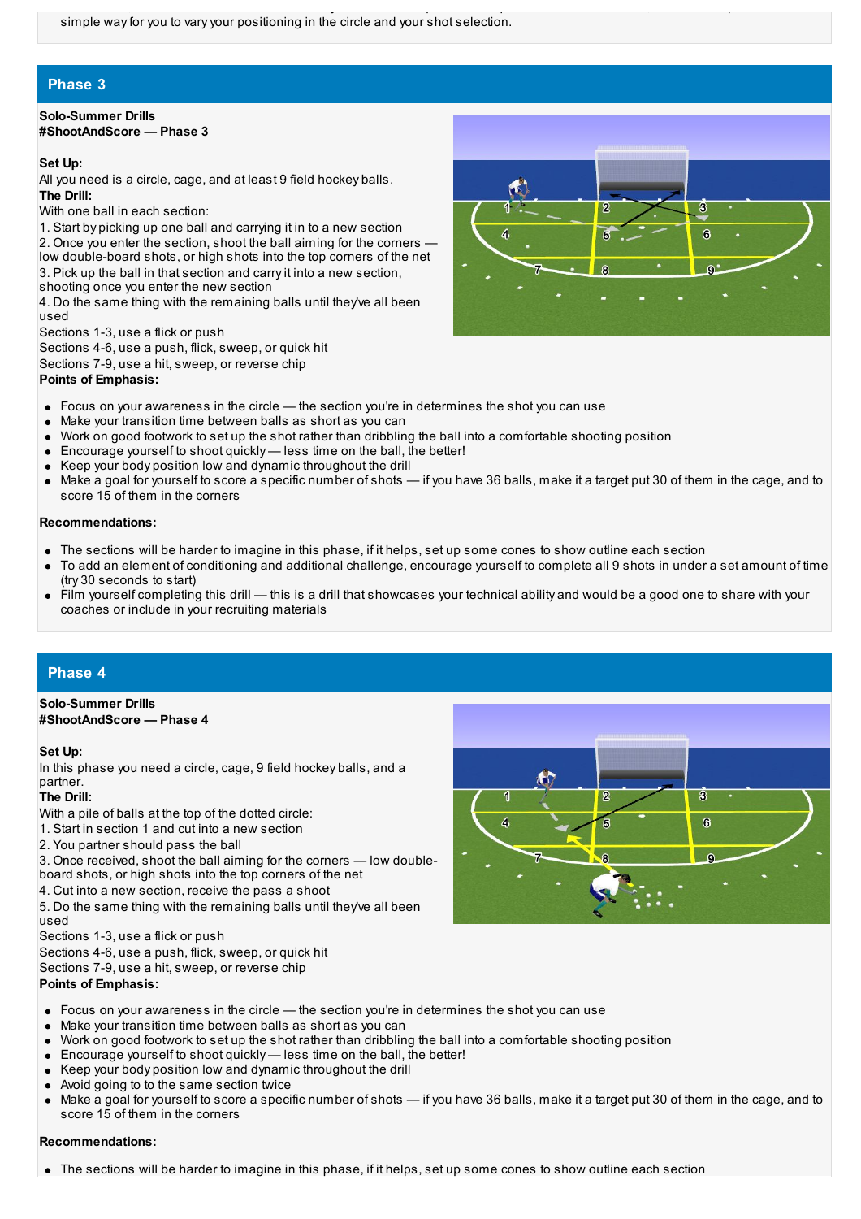simple way for you to vary your positioning in the circle and your shot selection.

## Phase 3

**Solo-Summer Drills**
**#ShootAndScore — Phase 3**

**Set Up:**
All you need is a circle, cage, and at least 9 field hockey balls.

**The Drill:**
With one ball in each section:
1. Start by picking up one ball and carrying it in to a new section
2. Once you enter the section, shoot the ball aiming for the corners — low double-board shots, or high shots into the top corners of the net
3. Pick up the ball in that section and carry it into a new section, shooting once you enter the new section
4. Do the same thing with the remaining balls until they've all been used

Sections 1-3, use a flick or push
Sections 4-6, use a push, flick, sweep, or quick hit
Sections 7-9, use a hit, sweep, or reverse chip

**Points of Emphasis:**

- Focus on your awareness in the circle — the section you're in determines the shot you can use
- Make your transition time between balls as short as you can
- Work on good footwork to set up the shot rather than dribbling the ball into a comfortable shooting position
- Encourage yourself to shoot quickly — less time on the ball, the better!
- Keep your body position low and dynamic throughout the drill
- Make a goal for yourself to score a specific number of shots — if you have 36 balls, make it a target put 30 of them in the cage, and to score 15 of them in the corners

**Recommendations:**

- The sections will be harder to imagine in this phase, if it helps, set up some cones to show outline each section
- To add an element of conditioning and additional challenge, encourage yourself to complete all 9 shots in under a set amount of time (try 30 seconds to start)
- Film yourself completing this drill — this is a drill that showcases your technical ability and would be a good one to share with your coaches or include in your recruiting materials

## Phase 4

**Solo-Summer Drills**
**#ShootAndScore — Phase 4**

**Set Up:**
In this phase you need a circle, cage, 9 field hockey balls, and a partner.

**The Drill:**
With a pile of balls at the top of the dotted circle:
1. Start in section 1 and cut into a new section
2. You partner should pass the ball
3. Once received, shoot the ball aiming for the corners — low double-board shots, or high shots into the top corners of the net
4. Cut into a new section, receive the pass a shoot
5. Do the same thing with the remaining balls until they've all been used

Sections 1-3, use a flick or push
Sections 4-6, use a push, flick, sweep, or quick hit
Sections 7-9, use a hit, sweep, or reverse chip

**Points of Emphasis:**

- Focus on your awareness in the circle — the section you're in determines the shot you can use
- Make your transition time between balls as short as you can
- Work on good footwork to set up the shot rather than dribbling the ball into a comfortable shooting position
- Encourage yourself to shoot quickly — less time on the ball, the better!
- Keep your body position low and dynamic throughout the drill
- Avoid going to to the same section twice
- Make a goal for yourself to score a specific number of shots — if you have 36 balls, make it a target put 30 of them in the cage, and to score 15 of them in the corners

**Recommendations:**

- The sections will be harder to imagine in this phase, if it helps, set up some cones to show outline each section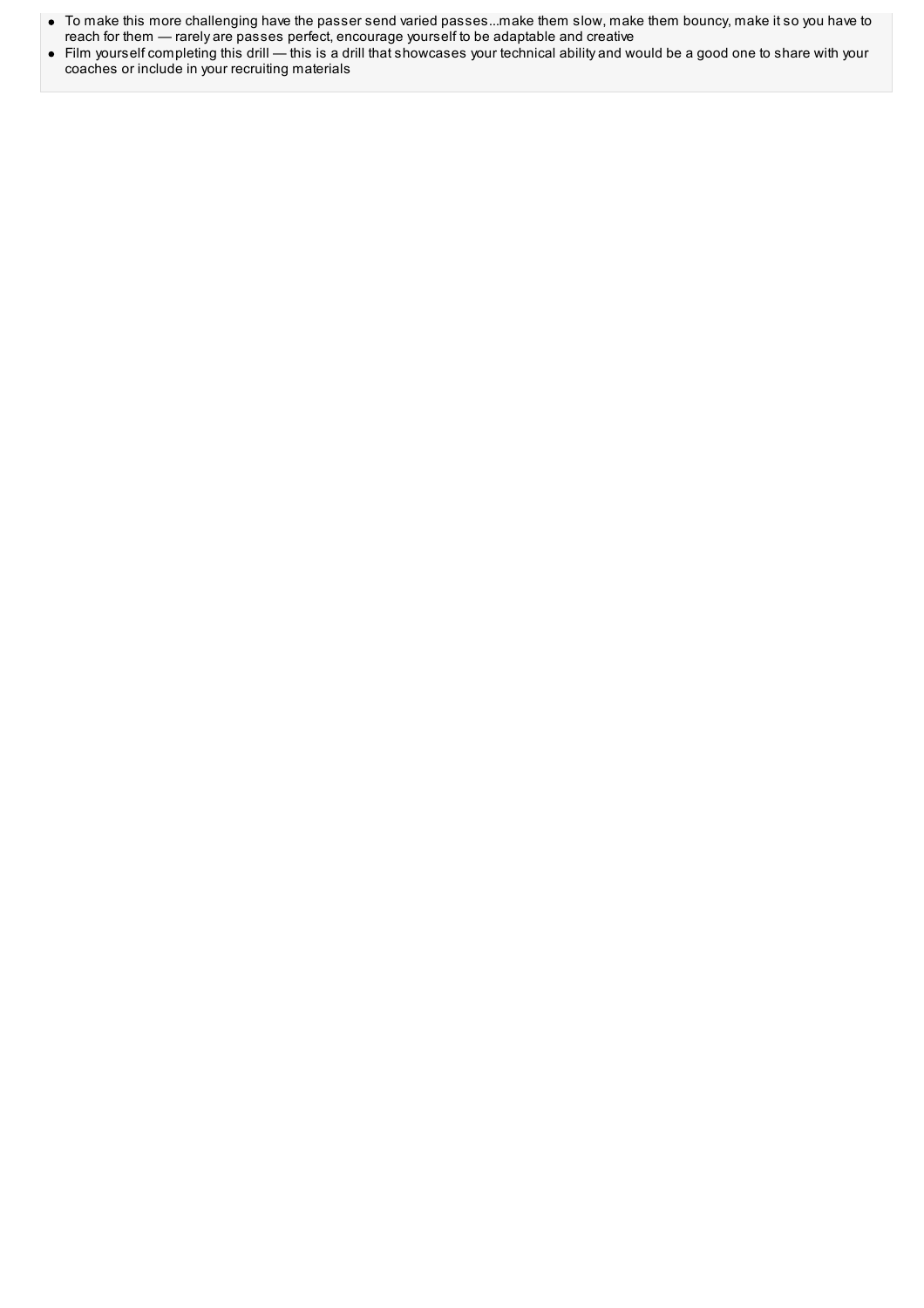- To make this more challenging have the passer send varied passes...make them slow, make them bouncy, make it so you have to reach for them — rarely are passes perfect, encourage yourself to be adaptable and creative
- Film yourself completing this drill — this is a drill that showcases your technical ability and would be a good one to share with your coaches or include in your recruiting materials